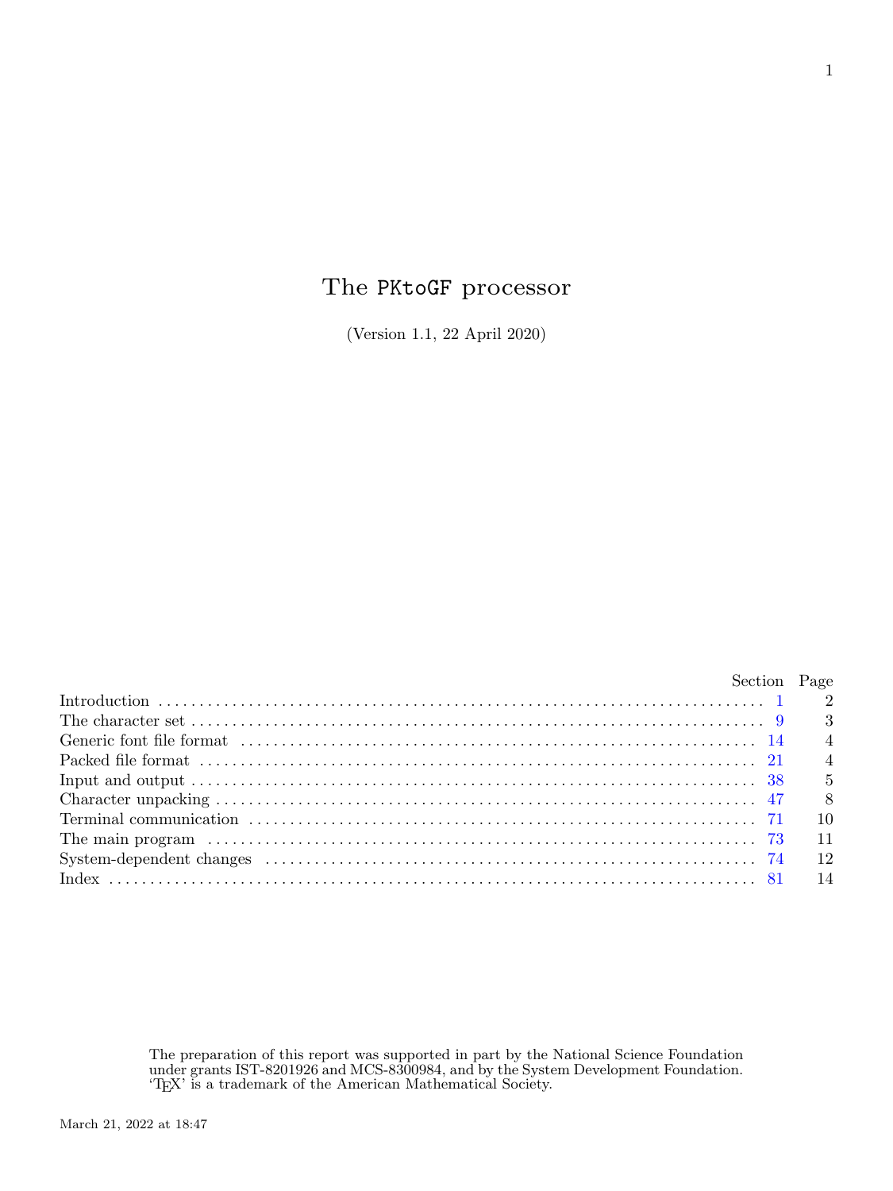# The PKtoGF processor

(Version 1.1, 22 April 2020)

| | Section | Page |
|---|---|---|
| Introduction | 1 | 2 |
| The character set | 9 | 3 |
| Generic font file format | 14 | 4 |
| Packed file format | 21 | 4 |
| Input and output | 38 | 5 |
| Character unpacking | 47 | 8 |
| Terminal communication | 71 | 10 |
| The main program | 73 | 11 |
| System-dependent changes | 74 | 12 |
| Index | 81 | 14 |

The preparation of this report was supported in part by the National Science Foundation under grants IST-8201926 and MCS-8300984, and by the System Development Foundation. 'TEX' is a trademark of the American Mathematical Society.

March 21, 2022 at 18:47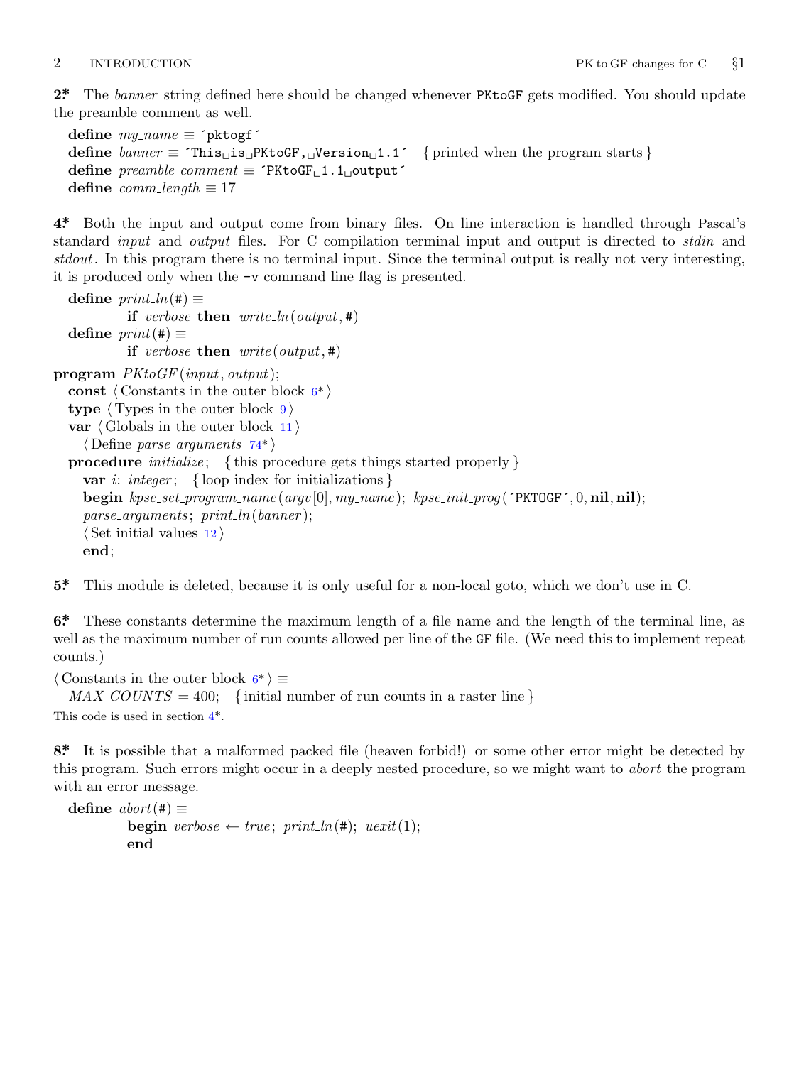**2\*** The *banner* string defined here should be changed whenever `PKtoGF` gets modified. You should update the preamble comment as well.

```
define my_name ≡ ´pktogf´
define banner ≡ ´This␣is␣PKtoGF,␣Version␣1.1´   { printed when the program starts }
define preamble_comment ≡ ´PKtoGF␣1.1␣output´
define comm_length ≡ 17
```

**4\*** Both the input and output come from binary files. On line interaction is handled through Pascal's standard *input* and *output* files. For C compilation terminal input and output is directed to *stdin* and *stdout*. In this program there is no terminal input. Since the terminal output is really not very interesting, it is produced only when the `-v` command line flag is presented.

```
define print_ln(#) ≡
        if verbose then write_ln(output, #)
define print(#) ≡
        if verbose then write(output, #)
program PKtoGF(input, output);
  const ⟨Constants in the outer block 6*⟩
  type ⟨Types in the outer block 9⟩
  var ⟨Globals in the outer block 11⟩
    ⟨Define parse_arguments 74*⟩
  procedure initialize;   { this procedure gets things started properly }
    var i: integer;   { loop index for initializations }
    begin kpse_set_program_name(argv[0], my_name); kpse_init_prog(´PKTOGF´, 0, nil, nil);
    parse_arguments; print_ln(banner);
    ⟨Set initial values 12⟩
    end;
```

**5\*** This module is deleted, because it is only useful for a non-local goto, which we don't use in C.

**6\*** These constants determine the maximum length of a file name and the length of the terminal line, as well as the maximum number of run counts allowed per line of the `GF` file. (We need this to implement repeat counts.)

```
⟨Constants in the outer block 6*⟩ ≡
  MAX_COUNTS = 400;   { initial number of run counts in a raster line }
```

This code is used in section 4\*.

**8\*** It is possible that a malformed packed file (heaven forbid!) or some other error might be detected by this program. Such errors might occur in a deeply nested procedure, so we might want to *abort* the program with an error message.

```
define abort(#) ≡
        begin verbose ← true; print_ln(#); uexit(1);
        end
```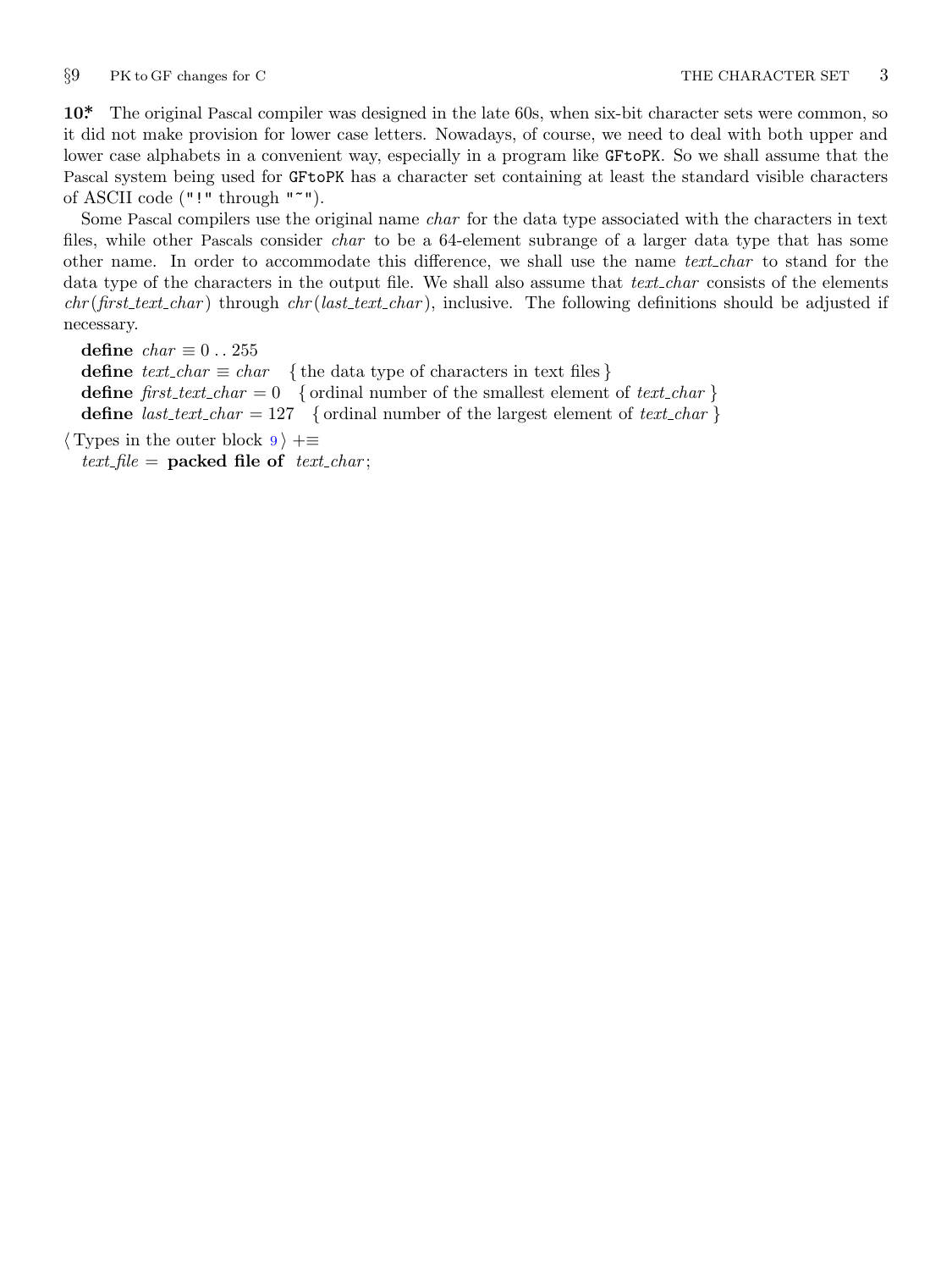**10\*** The original Pascal compiler was designed in the late 60s, when six-bit character sets were common, so it did not make provision for lower case letters. Nowadays, of course, we need to deal with both upper and lower case alphabets in a convenient way, especially in a program like `GFtoPK`. So we shall assume that the Pascal system being used for `GFtoPK` has a character set containing at least the standard visible characters of ASCII code (`"!"` through `"~"`).

Some Pascal compilers use the original name *char* for the data type associated with the characters in text files, while other Pascals consider *char* to be a 64-element subrange of a larger data type that has some other name. In order to accommodate this difference, we shall use the name *text_char* to stand for the data type of the characters in the output file. We shall also assume that *text_char* consists of the elements *chr*(*first_text_char*) through *chr*(*last_text_char*), inclusive. The following definitions should be adjusted if necessary.

**define** *char* ≡ 0 . . 255  
**define** *text_char* ≡ *char* { the data type of characters in text files }  
**define** *first_text_char* = 0 { ordinal number of the smallest element of *text_char* }  
**define** *last_text_char* = 127 { ordinal number of the largest element of *text_char* }

⟨ Types in the outer block 9 ⟩ +≡  
*text_file* = **packed file of** *text_char*;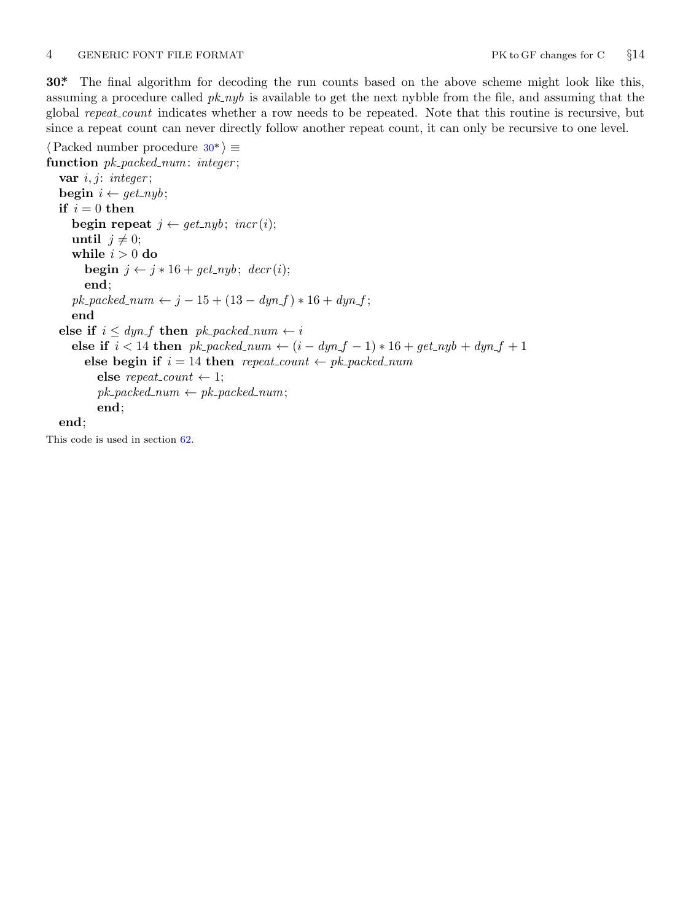**30\*** The final algorithm for decoding the run counts based on the above scheme might look like this, assuming a procedure called *pk_nyb* is available to get the next nybble from the file, and assuming that the global *repeat_count* indicates whether a row needs to be repeated. Note that this routine is recursive, but since a repeat count can never directly follow another repeat count, it can only be recursive to one level.

```
⟨Packed number procedure 30*⟩ ≡
function pk_packed_num: integer;
  var i, j: integer;
  begin i ← get_nyb;
  if i = 0 then
    begin repeat j ← get_nyb; incr(i);
    until j ≠ 0;
    while i > 0 do
      begin j ← j * 16 + get_nyb; decr(i);
      end;
    pk_packed_num ← j − 15 + (13 − dyn_f) * 16 + dyn_f;
    end
  else if i ≤ dyn_f then pk_packed_num ← i
    else if i < 14 then pk_packed_num ← (i − dyn_f − 1) * 16 + get_nyb + dyn_f + 1
      else begin if i = 14 then repeat_count ← pk_packed_num
        else repeat_count ← 1;
        pk_packed_num ← pk_packed_num;
        end;
  end;
```

This code is used in section 62.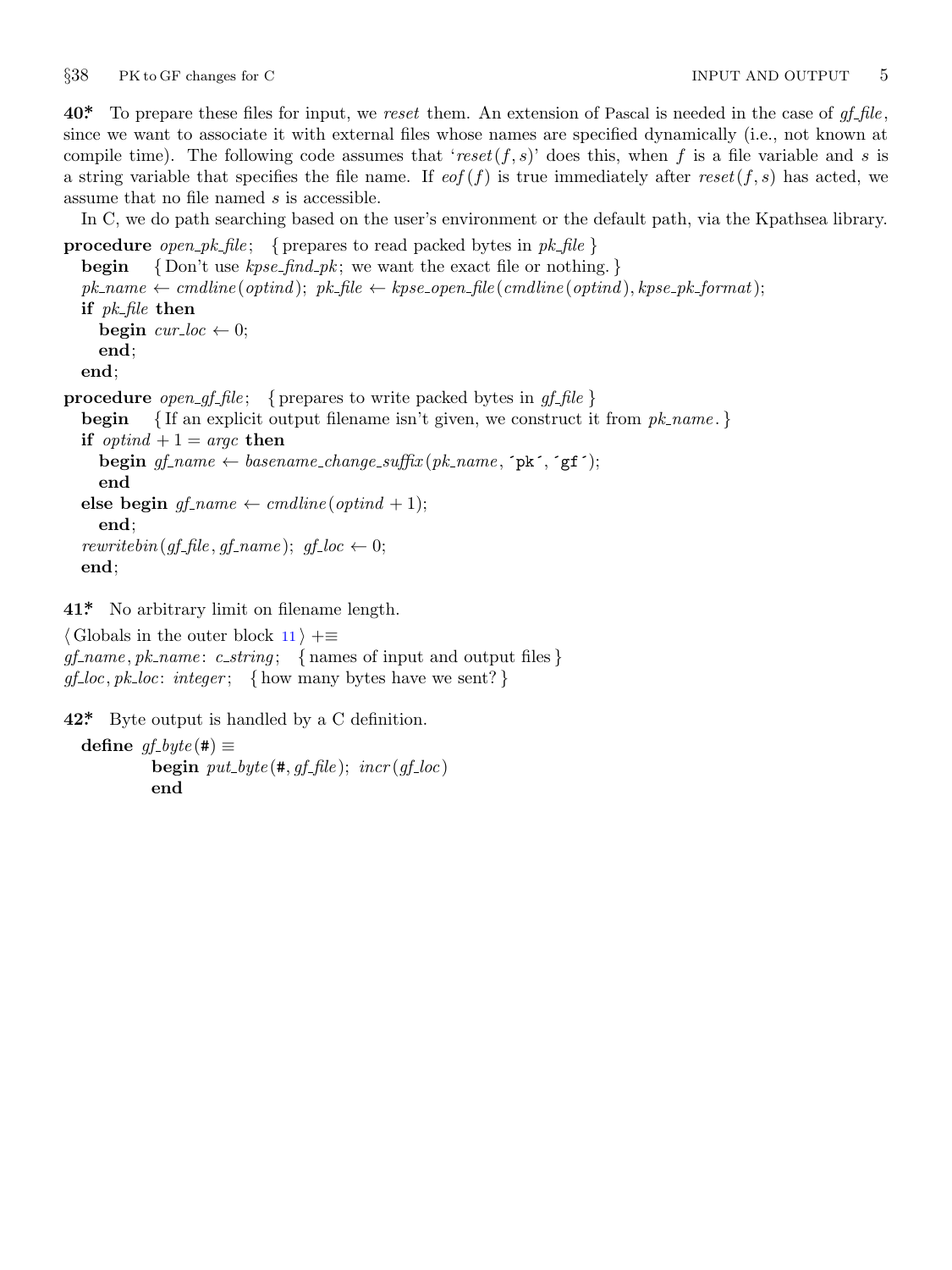**40\*** To prepare these files for input, we *reset* them. An extension of Pascal is needed in the case of *gf_file*, since we want to associate it with external files whose names are specified dynamically (i.e., not known at compile time). The following code assumes that '*reset*$(f, s)$' does this, when $f$ is a file variable and $s$ is a string variable that specifies the file name. If *eof*$(f)$ is true immediately after *reset*$(f, s)$ has acted, we assume that no file named $s$ is accessible.

In C, we do path searching based on the user's environment or the default path, via the Kpathsea library.

```
procedure open_pk_file; { prepares to read packed bytes in pk_file }
  begin { Don't use kpse_find_pk; we want the exact file or nothing. }
  pk_name ← cmdline(optind); pk_file ← kpse_open_file(cmdline(optind), kpse_pk_format);
  if pk_file then
    begin cur_loc ← 0;
    end;
  end;

procedure open_gf_file; { prepares to write packed bytes in gf_file }
  begin { If an explicit output filename isn't given, we construct it from pk_name. }
  if optind + 1 = argc then
    begin gf_name ← basename_change_suffix(pk_name, ´pk´, ´gf´);
    end
  else begin gf_name ← cmdline(optind + 1);
    end;
  rewritebin(gf_file, gf_name); gf_loc ← 0;
  end;
```

**41\*** No arbitrary limit on filename length.

```
⟨ Globals in the outer block 11 ⟩ +≡
gf_name, pk_name: c_string; { names of input and output files }
gf_loc, pk_loc: integer; { how many bytes have we sent? }
```

**42\*** Byte output is handled by a C definition.

```
define gf_byte(#) ≡
    begin put_byte(#, gf_file); incr(gf_loc)
    end
```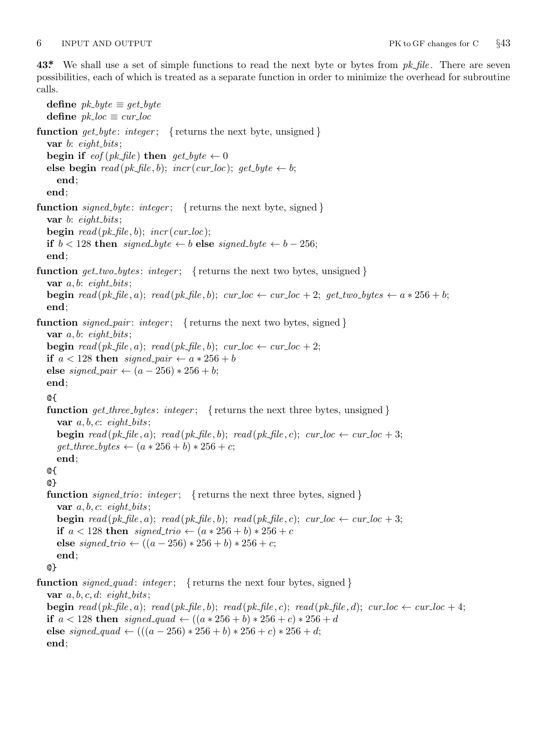**43\*** We shall use a set of simple functions to read the next byte or bytes from *pk_file*. There are seven possibilities, each of which is treated as a separate function in order to minimize the overhead for subroutine calls.

```
define pk_byte ≡ get_byte
define pk_loc ≡ cur_loc

function get_byte: integer; { returns the next byte, unsigned }
  var b: eight_bits;
  begin if eof(pk_file) then get_byte ← 0
  else begin read(pk_file, b); incr(cur_loc); get_byte ← b;
    end;
  end;

function signed_byte: integer; { returns the next byte, signed }
  var b: eight_bits;
  begin read(pk_file, b); incr(cur_loc);
  if b < 128 then signed_byte ← b else signed_byte ← b − 256;
  end;

function get_two_bytes: integer; { returns the next two bytes, unsigned }
  var a, b: eight_bits;
  begin read(pk_file, a); read(pk_file, b); cur_loc ← cur_loc + 2; get_two_bytes ← a ∗ 256 + b;
  end;

function signed_pair: integer; { returns the next two bytes, signed }
  var a, b: eight_bits;
  begin read(pk_file, a); read(pk_file, b); cur_loc ← cur_loc + 2;
  if a < 128 then signed_pair ← a ∗ 256 + b
  else signed_pair ← (a − 256) ∗ 256 + b;
  end;
  @{
  function get_three_bytes: integer; { returns the next three bytes, unsigned }
    var a, b, c: eight_bits;
    begin read(pk_file, a); read(pk_file, b); read(pk_file, c); cur_loc ← cur_loc + 3;
    get_three_bytes ← (a ∗ 256 + b) ∗ 256 + c;
    end;
  @{
  @}
  function signed_trio: integer; { returns the next three bytes, signed }
    var a, b, c: eight_bits;
    begin read(pk_file, a); read(pk_file, b); read(pk_file, c); cur_loc ← cur_loc + 3;
    if a < 128 then signed_trio ← (a ∗ 256 + b) ∗ 256 + c
    else signed_trio ← ((a − 256) ∗ 256 + b) ∗ 256 + c;
    end;
  @}
function signed_quad: integer; { returns the next four bytes, signed }
  var a, b, c, d: eight_bits;
  begin read(pk_file, a); read(pk_file, b); read(pk_file, c); read(pk_file, d); cur_loc ← cur_loc + 4;
  if a < 128 then signed_quad ← ((a ∗ 256 + b) ∗ 256 + c) ∗ 256 + d
  else signed_quad ← (((a − 256) ∗ 256 + b) ∗ 256 + c) ∗ 256 + d;
  end;
```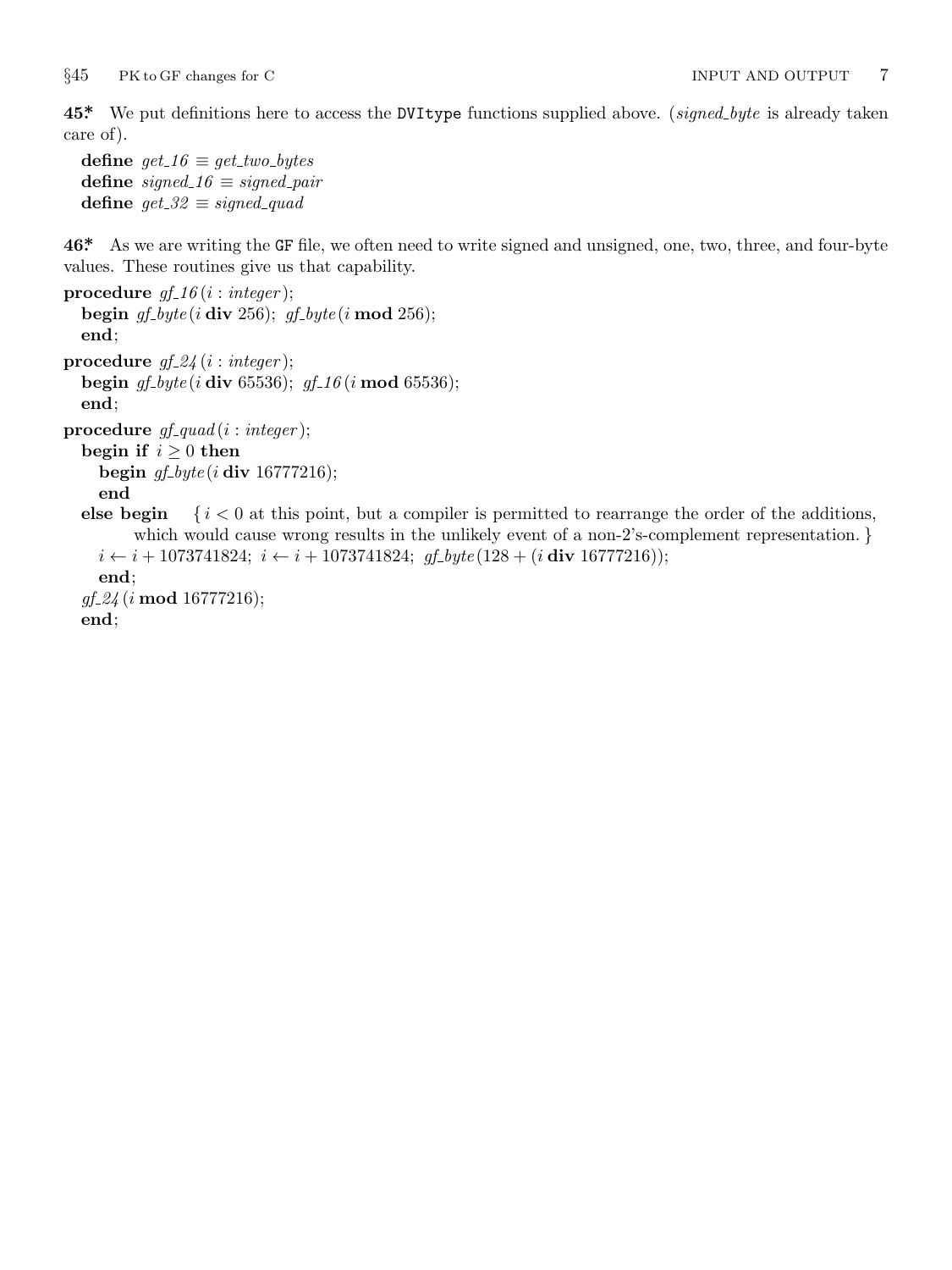**45\*** We put definitions here to access the `DVItype` functions supplied above. (*signed_byte* is already taken care of).

```
define get_16 ≡ get_two_bytes
define signed_16 ≡ signed_pair
define get_32 ≡ signed_quad
```

**46\*** As we are writing the `GF` file, we often need to write signed and unsigned, one, two, three, and four-byte values. These routines give us that capability.

```
procedure gf_16(i : integer);
  begin gf_byte(i div 256); gf_byte(i mod 256);
  end;

procedure gf_24(i : integer);
  begin gf_byte(i div 65536); gf_16(i mod 65536);
  end;

procedure gf_quad(i : integer);
  begin if i ≥ 0 then
    begin gf_byte(i div 16777216);
    end
  else begin  { i < 0 at this point, but a compiler is permitted to rearrange the order of the additions,
        which would cause wrong results in the unlikely event of a non-2's-complement representation. }
    i ← i + 1073741824; i ← i + 1073741824; gf_byte(128 + (i div 16777216));
    end;
  gf_24(i mod 16777216);
  end;
```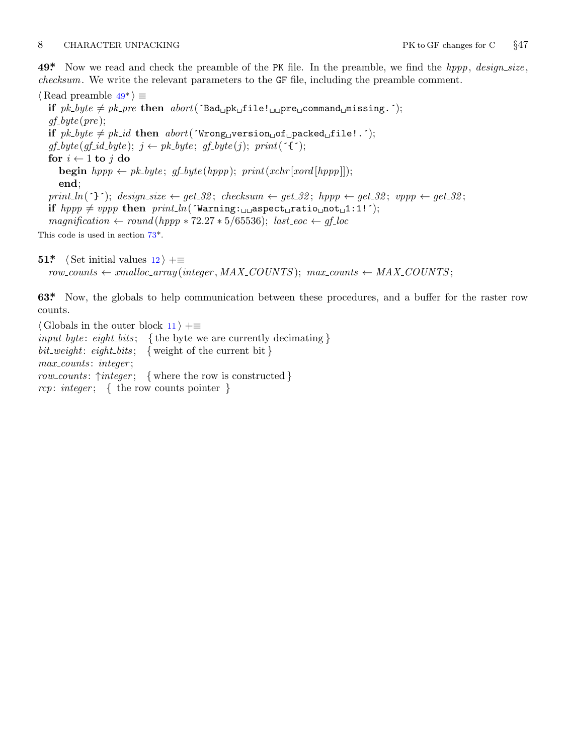**49*.** Now we read and check the preamble of the PK file. In the preamble, we find the *hppp*, *design_size*, *checksum*. We write the relevant parameters to the GF file, including the preamble comment.

⟨ Read preamble 49* ⟩ ≡

```
if pk_byte ≠ pk_pre then abort('Bad pk file!  pre command missing.');
gf_byte(pre);
if pk_byte ≠ pk_id then abort('Wrong version of packed file!.');
gf_byte(gf_id_byte); j ← pk_byte; gf_byte(j); print('{');
for i ← 1 to j do
  begin hppp ← pk_byte; gf_byte(hppp); print(xchr[xord[hppp]]);
  end;
print_ln('}'); design_size ← get_32; checksum ← get_32; hppp ← get_32; vppp ← get_32;
if hppp ≠ vppp then print_ln('Warning:  aspect ratio not 1:1!');
magnification ← round(hppp * 72.27 * 5/65536); last_eoc ← gf_loc
```

This code is used in section 73*.

**51*.** ⟨ Set initial values 12 ⟩ +≡

```
row_counts ← xmalloc_array(integer, MAX_COUNTS); max_counts ← MAX_COUNTS;
```

**63*.** Now, the globals to help communication between these procedures, and a buffer for the raster row counts.

⟨ Globals in the outer block 11 ⟩ +≡

```
input_byte: eight_bits;  { the byte we are currently decimating }
bit_weight: eight_bits;  { weight of the current bit }
max_counts: integer;
row_counts: ↑integer;  { where the row is constructed }
rcp: integer;  { the row counts pointer }
```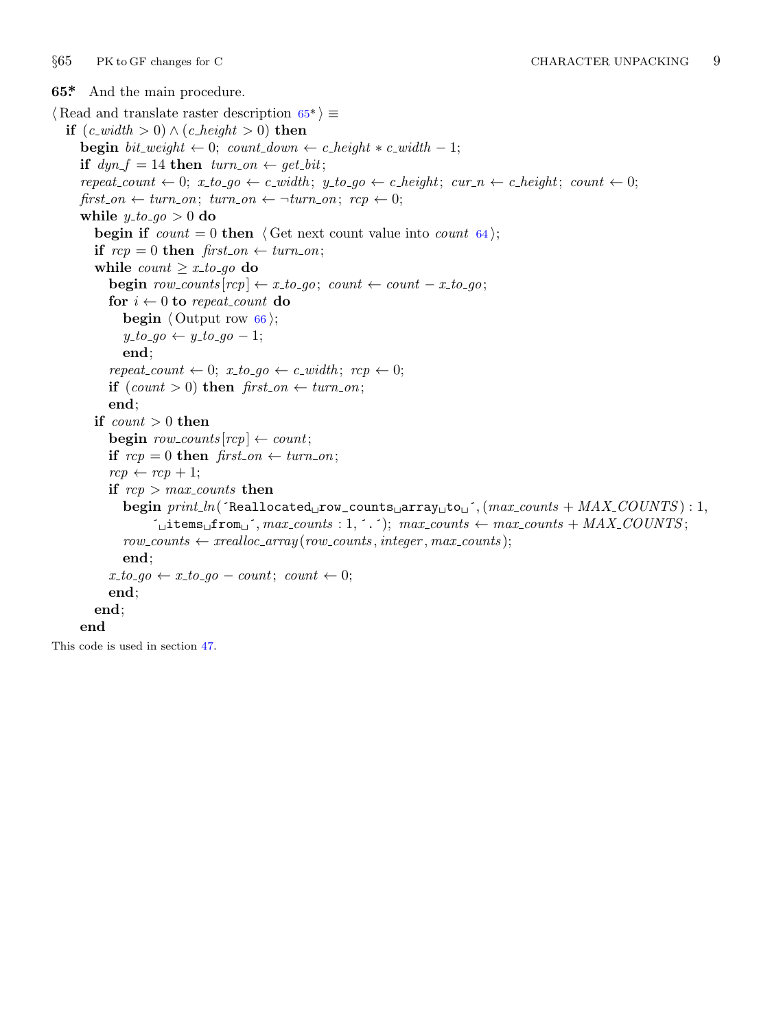**65\*** And the main procedure.

⟨ Read and translate raster description 65\* ⟩ ≡

```
if (c_width > 0) ∧ (c_height > 0) then
  begin bit_weight ← 0; count_down ← c_height * c_width − 1;
  if dyn_f = 14 then turn_on ← get_bit;
  repeat_count ← 0; x_to_go ← c_width; y_to_go ← c_height; cur_n ← c_height; count ← 0;
  first_on ← turn_on; turn_on ← ¬turn_on; rcp ← 0;
  while y_to_go > 0 do
    begin if count = 0 then ⟨ Get next count value into count 64 ⟩;
    if rcp = 0 then first_on ← turn_on;
    while count ≥ x_to_go do
      begin row_counts[rcp] ← x_to_go; count ← count − x_to_go;
      for i ← 0 to repeat_count do
        begin ⟨ Output row 66 ⟩;
        y_to_go ← y_to_go − 1;
        end;
      repeat_count ← 0; x_to_go ← c_width; rcp ← 0;
      if (count > 0) then first_on ← turn_on;
      end;
    if count > 0 then
      begin row_counts[rcp] ← count;
      if rcp = 0 then first_on ← turn_on;
      rcp ← rcp + 1;
      if rcp > max_counts then
        begin print_ln(´Reallocated␣row_counts␣array␣to␣´, (max_counts + MAX_COUNTS) : 1,
            ´␣items␣from␣´, max_counts : 1, ´.´); max_counts ← max_counts + MAX_COUNTS;
        row_counts ← xrealloc_array(row_counts, integer, max_counts);
        end;
      x_to_go ← x_to_go − count; count ← 0;
      end;
    end;
  end
```

This code is used in section 47.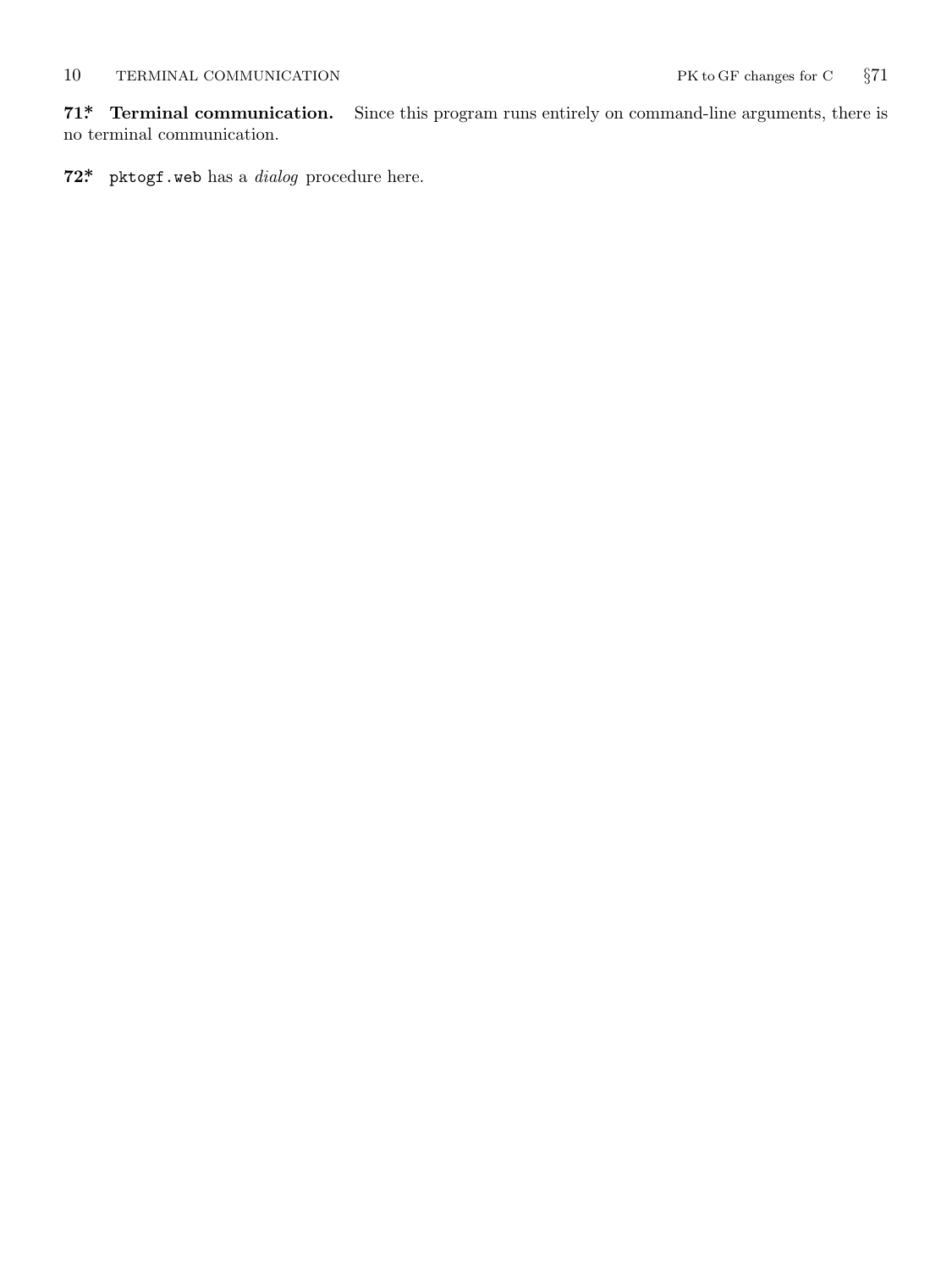**71.\* Terminal communication.** Since this program runs entirely on command-line arguments, there is no terminal communication.

**72.\*** `pktogf.web` has a *dialog* procedure here.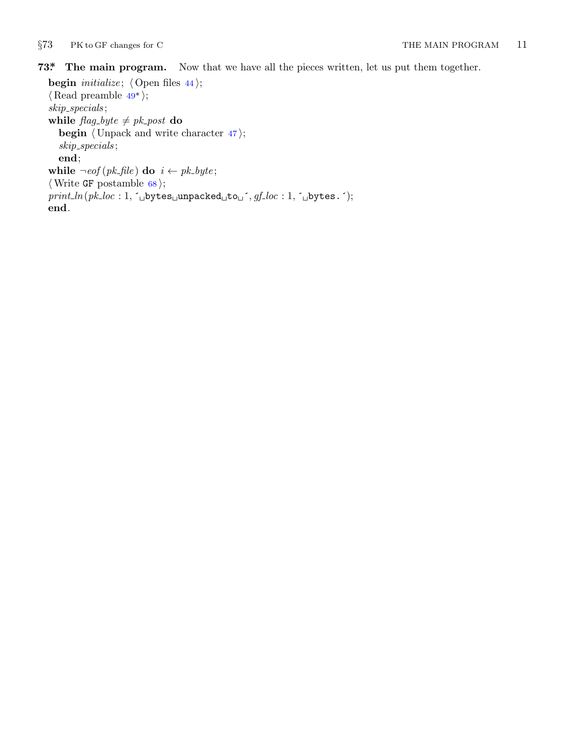**73\*. The main program.** Now that we have all the pieces written, let us put them together.

**begin** *initialize*; ⟨ Open files 44 ⟩;
⟨ Read preamble 49\* ⟩;
*skip_specials*;
**while** *flag_byte* ≠ *pk_post* **do**
  **begin** ⟨ Unpack and write character 47 ⟩;
  *skip_specials*;
  **end**;
**while** ¬*eof*(*pk_file*) **do** *i* ← *pk_byte*;
⟨ Write `GF` postamble 68 ⟩;
*print_ln*(*pk_loc* : 1, ´␣bytes␣unpacked␣to␣´, *gf_loc* : 1, ´␣bytes.´);
**end**.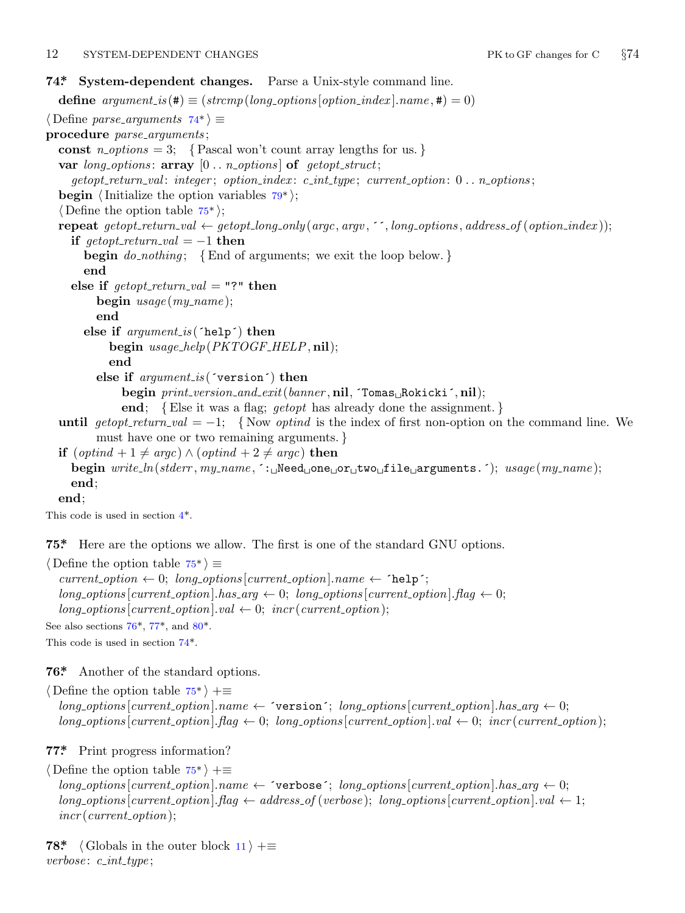**74\*. System-dependent changes.** Parse a Unix-style command line.

**define** *argument_is*(#) ≡ (*strcmp*(*long_options*[*option_index*].*name*, #) = 0)

⟨ Define *parse_arguments* 74\* ⟩ ≡

```
procedure parse_arguments;
  const n_options = 3;   { Pascal won't count array lengths for us. }
  var long_options: array [0 .. n_options] of getopt_struct;
    getopt_return_val: integer; option_index: c_int_type; current_option: 0 .. n_options;
  begin ⟨ Initialize the option variables 79* ⟩;
  ⟨ Define the option table 75* ⟩;
  repeat getopt_return_val ← getopt_long_only(argc, argv, ´´, long_options, address_of(option_index));
    if getopt_return_val = −1 then
      begin do_nothing;   { End of arguments; we exit the loop below. }
      end
    else if getopt_return_val = "?" then
        begin usage(my_name);
        end
      else if argument_is(´help´) then
          begin usage_help(PKTOGF_HELP, nil);
          end
        else if argument_is(´version´) then
            begin print_version_and_exit(banner, nil, ´Tomas Rokicki´, nil);
            end;   { Else it was a flag; getopt has already done the assignment. }
  until getopt_return_val = −1;   { Now optind is the index of first non-option on the command line. We
        must have one or two remaining arguments. }
  if (optind + 1 ≠ argc) ∧ (optind + 2 ≠ argc) then
    begin write_ln(stderr, my_name, ´: Need one or two file arguments.´); usage(my_name);
    end;
  end;
```

This code is used in section 4\*.

**75\*.** Here are the options we allow. The first is one of the standard GNU options.

⟨ Define the option table 75\* ⟩ ≡

```
  current_option ← 0; long_options[current_option].name ← ´help´;
  long_options[current_option].has_arg ← 0; long_options[current_option].flag ← 0;
  long_options[current_option].val ← 0; incr(current_option);
```

See also sections 76\*, 77\*, and 80\*.

This code is used in section 74\*.

**76\*.** Another of the standard options.

⟨ Define the option table 75\* ⟩ +≡

```
  long_options[current_option].name ← ´version´; long_options[current_option].has_arg ← 0;
  long_options[current_option].flag ← 0; long_options[current_option].val ← 0; incr(current_option);
```

**77\*.** Print progress information?

⟨ Define the option table 75\* ⟩ +≡

```
  long_options[current_option].name ← ´verbose´; long_options[current_option].has_arg ← 0;
  long_options[current_option].flag ← address_of(verbose); long_options[current_option].val ← 1;
  incr(current_option);
```

**78\*.** ⟨ Globals in the outer block 11 ⟩ +≡

*verbose*: *c_int_type*;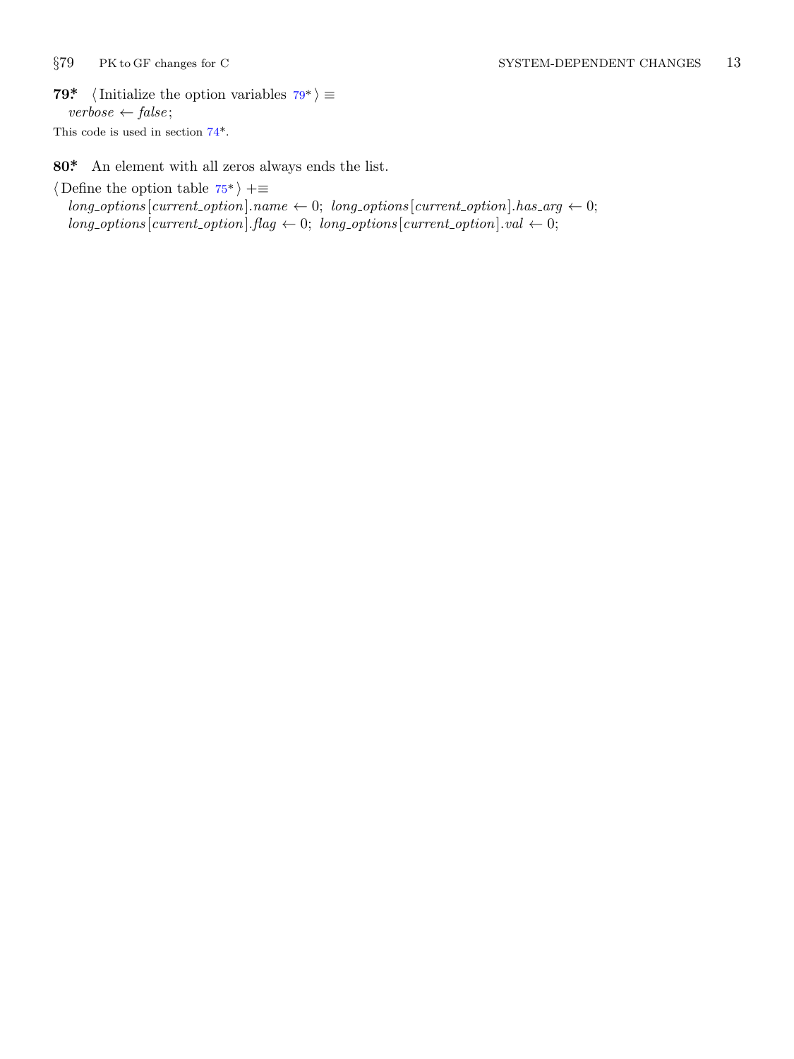**79\*** ⟨ Initialize the option variables 79\* ⟩ ≡

*verbose* ← *false*;

This code is used in section 74\*.

**80\*** An element with all zeros always ends the list.

⟨ Define the option table 75\* ⟩ +≡

*long_options*[*current_option*].*name* ← 0; *long_options*[*current_option*].*has_arg* ← 0;
*long_options*[*current_option*].*flag* ← 0; *long_options*[*current_option*].*val* ← 0;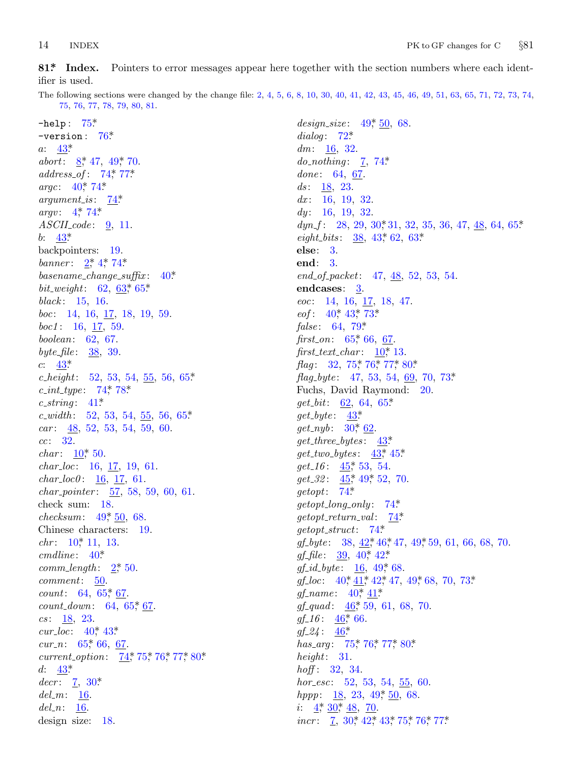**81\* Index.** Pointers to error messages appear here together with the section numbers where each identifier is used.

The following sections were changed by the change file: 2, 4, 5, 6, 8, 10, 30, 40, 41, 42, 43, 45, 46, 49, 51, 63, 65, 71, 72, 73, 74, 75, 76, 77, 78, 79, 80, 81.

`-help`: 75\*
`-version`: 76\*
*a*: 43\*
*abort*: 8\*, 47, 49\*, 70.
*address_of*: 74\*, 77\*
*argc*: 40\*, 74\*
*argument_is*: 74\*
*argv*: 4\*, 74\*
*ASCII_code*: 9, 11.
*b*: 43\*
backpointers: 19.
*banner*: 2\*, 4\*, 74\*
*basename_change_suffix*: 40\*
*bit_weight*: 62, 63\*, 65\*
*black*: 15, 16.
*boc*: 14, 16, 17, 18, 19, 59.
*boc1*: 16, 17, 59.
*boolean*: 62, 67.
*byte_file*: 38, 39.
*c*: 43\*
*c_height*: 52, 53, 54, 55, 56, 65\*
*c_int_type*: 74\*, 78\*
*c_string*: 41\*
*c_width*: 52, 53, 54, 55, 56, 65\*
*car*: 48, 52, 53, 54, 59, 60.
*cc*: 32.
*char*: 10\*, 50.
*char_loc*: 16, 17, 19, 61.
*char_loc0*: 16, 17, 61.
*char_pointer*: 57, 58, 59, 60, 61.
check sum: 18.
*checksum*: 49\*, 50, 68.
Chinese characters: 19.
*chr*: 10\*, 11, 13.
*cmdline*: 40\*
*comm_length*: 2\*, 50.
*comment*: 50.
*count*: 64, 65\*, 67.
*count_down*: 64, 65\*, 67.
*cs*: 18, 23.
*cur_loc*: 40\*, 43\*
*cur_n*: 65\*, 66, 67.
*current_option*: 74\*, 75\*, 76\*, 77\*, 80\*
*d*: 43\*
*decr*: 7, 30\*
*del_m*: 16.
*del_n*: 16.
design size: 18.
*design_size*: 49\*, 50, 68.
*dialog*: 72\*
*dm*: 16, 32.
*do_nothing*: 7, 74\*
*done*: 64, 67.
*ds*: 18, 23.
*dx*: 16, 19, 32.
*dy*: 16, 19, 32.
*dyn_f*: 28, 29, 30\*, 31, 32, 35, 36, 47, 48, 64, 65\*
*eight_bits*: 38, 43\*, 62, 63\*
**else**: 3.
**end**: 3.
*end_of_packet*: 47, 48, 52, 53, 54.
**endcases**: 3.
*eoc*: 14, 16, 17, 18, 47.
*eof*: 40\*, 43\*, 73\*
*false*: 64, 79\*
*first_on*: 65\*, 66, 67.
*first_text_char*: 10\*, 13.
*flag*: 32, 75\*, 76\*, 77\*, 80\*
*flag_byte*: 47, 53, 54, 69, 70, 73\*
Fuchs, David Raymond: 20.
*get_bit*: 62, 64, 65\*
*get_byte*: 43\*
*get_nyb*: 30\*, 62.
*get_three_bytes*: 43\*
*get_two_bytes*: 43\*, 45\*
*get_16*: 45\*, 53, 54.
*get_32*: 45\*, 49\*, 52, 70.
*getopt*: 74\*
*getopt_long_only*: 74\*
*getopt_return_val*: 74\*
*getopt_struct*: 74\*
*gf_byte*: 38, 42\*, 46\*, 47, 49\*, 59, 61, 66, 68, 70.
*gf_file*: 39, 40\*, 42\*
*gf_id_byte*: 16, 49\*, 68.
*gf_loc*: 40\*, 41\*, 42\*, 47, 49\*, 68, 70, 73\*
*gf_name*: 40\*, 41\*
*gf_quad*: 46\*, 59, 61, 68, 70.
*gf_16*: 46\*, 66.
*gf_24*: 46\*
*has_arg*: 75\*, 76\*, 77\*, 80\*
*height*: 31.
*hoff*: 32, 34.
*hor_esc*: 52, 53, 54, 55, 60.
*hppp*: 18, 23, 49\*, 50, 68.
*i*: 4\*, 30\*, 48, 70.
*incr*: 7, 30\*, 42\*, 43\*, 75\*, 76\*, 77\*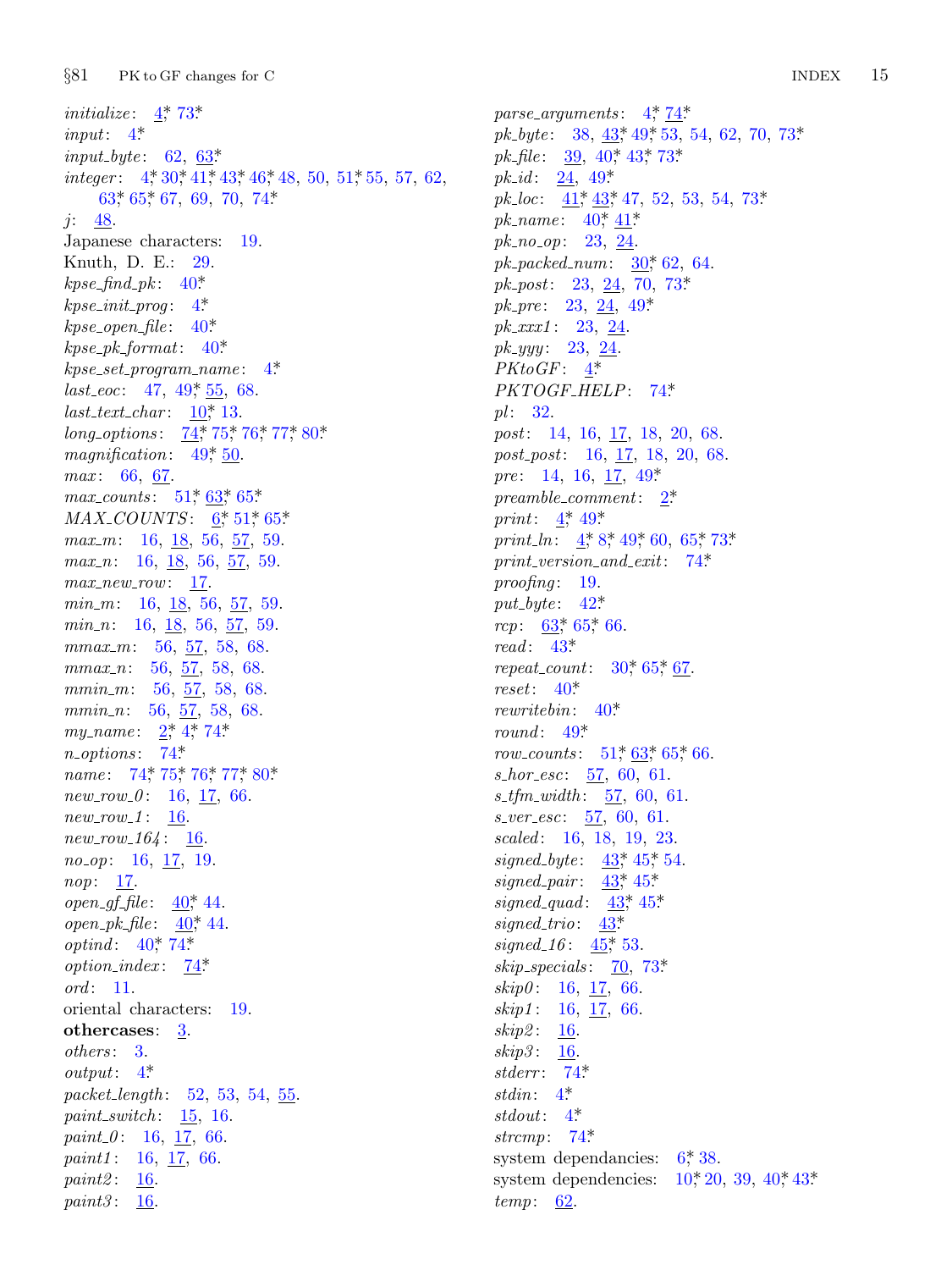*initialize*: 4*, 73*.
*input*: 4*.
*input_byte*: 62, 63*.
*integer*: 4*, 30*, 41*, 43*, 46*, 48, 50, 51*, 55, 57, 62, 63*, 65*, 67, 69, 70, 74*.
*j*: 48.
Japanese characters: 19.
Knuth, D. E.: 29.
*kpse_find_pk*: 40*.
*kpse_init_prog*: 4*.
*kpse_open_file*: 40*.
*kpse_pk_format*: 40*.
*kpse_set_program_name*: 4*.
*last_eoc*: 47, 49*, 55, 68.
*last_text_char*: 10*, 13.
*long_options*: 74*, 75*, 76*, 77*, 80*.
*magnification*: 49*, 50.
*max*: 66, 67.
*max_counts*: 51*, 63*, 65*.
*MAX_COUNTS*: 6*, 51*, 65*.
*max_m*: 16, 18, 56, 57, 59.
*max_n*: 16, 18, 56, 57, 59.
*max_new_row*: 17.
*min_m*: 16, 18, 56, 57, 59.
*min_n*: 16, 18, 56, 57, 59.
*mmax_m*: 56, 57, 58, 68.
*mmax_n*: 56, 57, 58, 68.
*mmin_m*: 56, 57, 58, 68.
*mmin_n*: 56, 57, 58, 68.
*my_name*: 2*, 4*, 74*.
*n_options*: 74*.
*name*: 74*, 75*, 76*, 77*, 80*.
*new_row_0*: 16, 17, 66.
*new_row_1*: 16.
*new_row_164*: 16.
*no_op*: 16, 17, 19.
*nop*: 17.
*open_gf_file*: 40*, 44.
*open_pk_file*: 40*, 44.
*optind*: 40*, 74*.
*option_index*: 74*.
*ord*: 11.
oriental characters: 19.
**othercases**: 3.
*others*: 3.
*output*: 4*.
*packet_length*: 52, 53, 54, 55.
*paint_switch*: 15, 16.
*paint_0*: 16, 17, 66.
*paint1*: 16, 17, 66.
*paint2*: 16.
*paint3*: 16.
*parse_arguments*: 4*, 74*.
*pk_byte*: 38, 43*, 49*, 53, 54, 62, 70, 73*.
*pk_file*: 39, 40*, 43*, 73*.
*pk_id*: 24, 49*.
*pk_loc*: 41*, 43*, 47, 52, 53, 54, 73*.
*pk_name*: 40*, 41*.
*pk_no_op*: 23, 24.
*pk_packed_num*: 30*, 62, 64.
*pk_post*: 23, 24, 70, 73*.
*pk_pre*: 23, 24, 49*.
*pk_xxx1*: 23, 24.
*pk_yyy*: 23, 24.
*PKtoGF*: 4*.
*PKTOGF_HELP*: 74*.
*pl*: 32.
*post*: 14, 16, 17, 18, 20, 68.
*post_post*: 16, 17, 18, 20, 68.
*pre*: 14, 16, 17, 49*.
*preamble_comment*: 2*.
*print*: 4*, 49*.
*print_ln*: 4*, 8*, 49*, 60, 65*, 73*.
*print_version_and_exit*: 74*.
*proofing*: 19.
*put_byte*: 42*.
*rcp*: 63*, 65*, 66.
*read*: 43*.
*repeat_count*: 30*, 65*, 67.
*reset*: 40*.
*rewritebin*: 40*.
*round*: 49*.
*row_counts*: 51*, 63*, 65*, 66.
*s_hor_esc*: 57, 60, 61.
*s_tfm_width*: 57, 60, 61.
*s_ver_esc*: 57, 60, 61.
*scaled*: 16, 18, 19, 23.
*signed_byte*: 43*, 45*, 54.
*signed_pair*: 43*, 45*.
*signed_quad*: 43*, 45*.
*signed_trio*: 43*.
*signed_16*: 45*, 53.
*skip_specials*: 70, 73*.
*skip0*: 16, 17, 66.
*skip1*: 16, 17, 66.
*skip2*: 16.
*skip3*: 16.
*stderr*: 74*.
*stdin*: 4*.
*stdout*: 4*.
*strcmp*: 74*.
system dependancies: 6*, 38.
system dependencies: 10*, 20, 39, 40*, 43*.
*temp*: 62.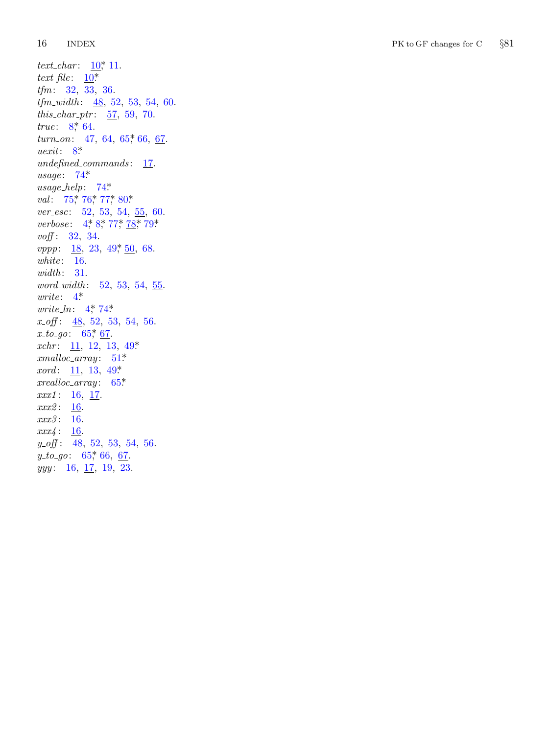*text_char*: 10*, 11.
*text_file*: 10*
*tfm*: 32, 33, 36.
*tfm_width*: 48, 52, 53, 54, 60.
*this_char_ptr*: 57, 59, 70.
*true*: 8*, 64.
*turn_on*: 47, 64, 65*, 66, 67.
*uexit*: 8*
*undefined_commands*: 17.
*usage*: 74*
*usage_help*: 74*
*val*: 75*, 76*, 77*, 80*
*ver_esc*: 52, 53, 54, 55, 60.
*verbose*: 4*, 8*, 77*, 78*, 79*
*voff*: 32, 34.
*vppp*: 18, 23, 49*, 50, 68.
*white*: 16.
*width*: 31.
*word_width*: 52, 53, 54, 55.
*write*: 4*
*write_ln*: 4*, 74*
*x_off*: 48, 52, 53, 54, 56.
*x_to_go*: 65*, 67.
*xchr*: 11, 12, 13, 49*
*xmalloc_array*: 51*
*xord*: 11, 13, 49*
*xrealloc_array*: 65*
*xxx1*: 16, 17.
*xxx2*: 16.
*xxx3*: 16.
*xxx4*: 16.
*y_off*: 48, 52, 53, 54, 56.
*y_to_go*: 65*, 66, 67.
*yyy*: 16, 17, 19, 23.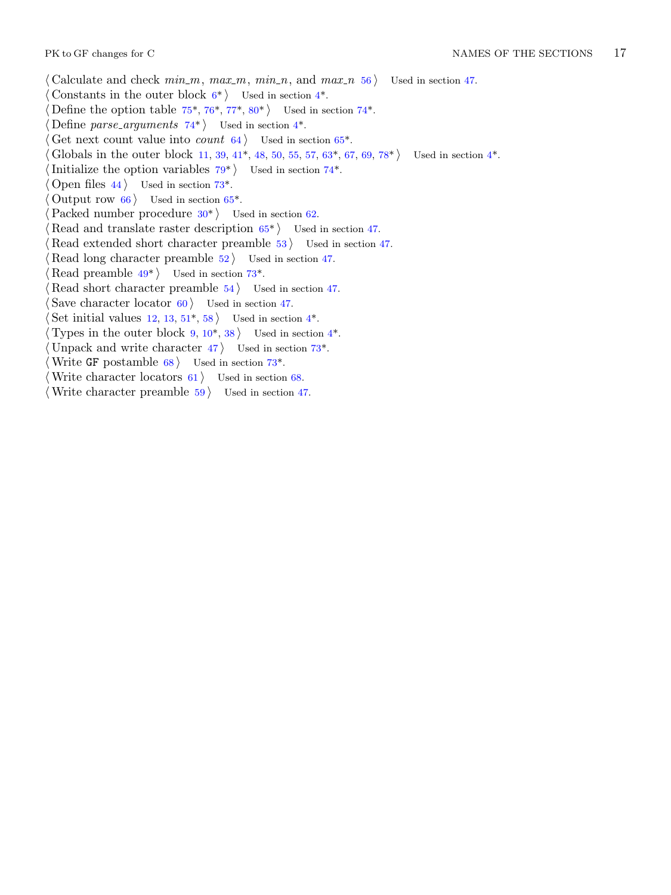⟨ Calculate and check *min_m*, *max_m*, *min_n*, and *max_n* 56 ⟩ Used in section 47.
⟨ Constants in the outer block 6* ⟩ Used in section 4*.
⟨ Define the option table 75*, 76*, 77*, 80* ⟩ Used in section 74*.
⟨ Define *parse_arguments* 74* ⟩ Used in section 4*.
⟨ Get next count value into *count* 64 ⟩ Used in section 65*.
⟨ Globals in the outer block 11, 39, 41*, 48, 50, 55, 57, 63*, 67, 69, 78* ⟩ Used in section 4*.
⟨ Initialize the option variables 79* ⟩ Used in section 74*.
⟨ Open files 44 ⟩ Used in section 73*.
⟨ Output row 66 ⟩ Used in section 65*.
⟨ Packed number procedure 30* ⟩ Used in section 62.
⟨ Read and translate raster description 65* ⟩ Used in section 47.
⟨ Read extended short character preamble 53 ⟩ Used in section 47.
⟨ Read long character preamble 52 ⟩ Used in section 47.
⟨ Read preamble 49* ⟩ Used in section 73*.
⟨ Read short character preamble 54 ⟩ Used in section 47.
⟨ Save character locator 60 ⟩ Used in section 47.
⟨ Set initial values 12, 13, 51*, 58 ⟩ Used in section 4*.
⟨ Types in the outer block 9, 10*, 38 ⟩ Used in section 4*.
⟨ Unpack and write character 47 ⟩ Used in section 73*.
⟨ Write GF postamble 68 ⟩ Used in section 73*.
⟨ Write character locators 61 ⟩ Used in section 68.
⟨ Write character preamble 59 ⟩ Used in section 47.